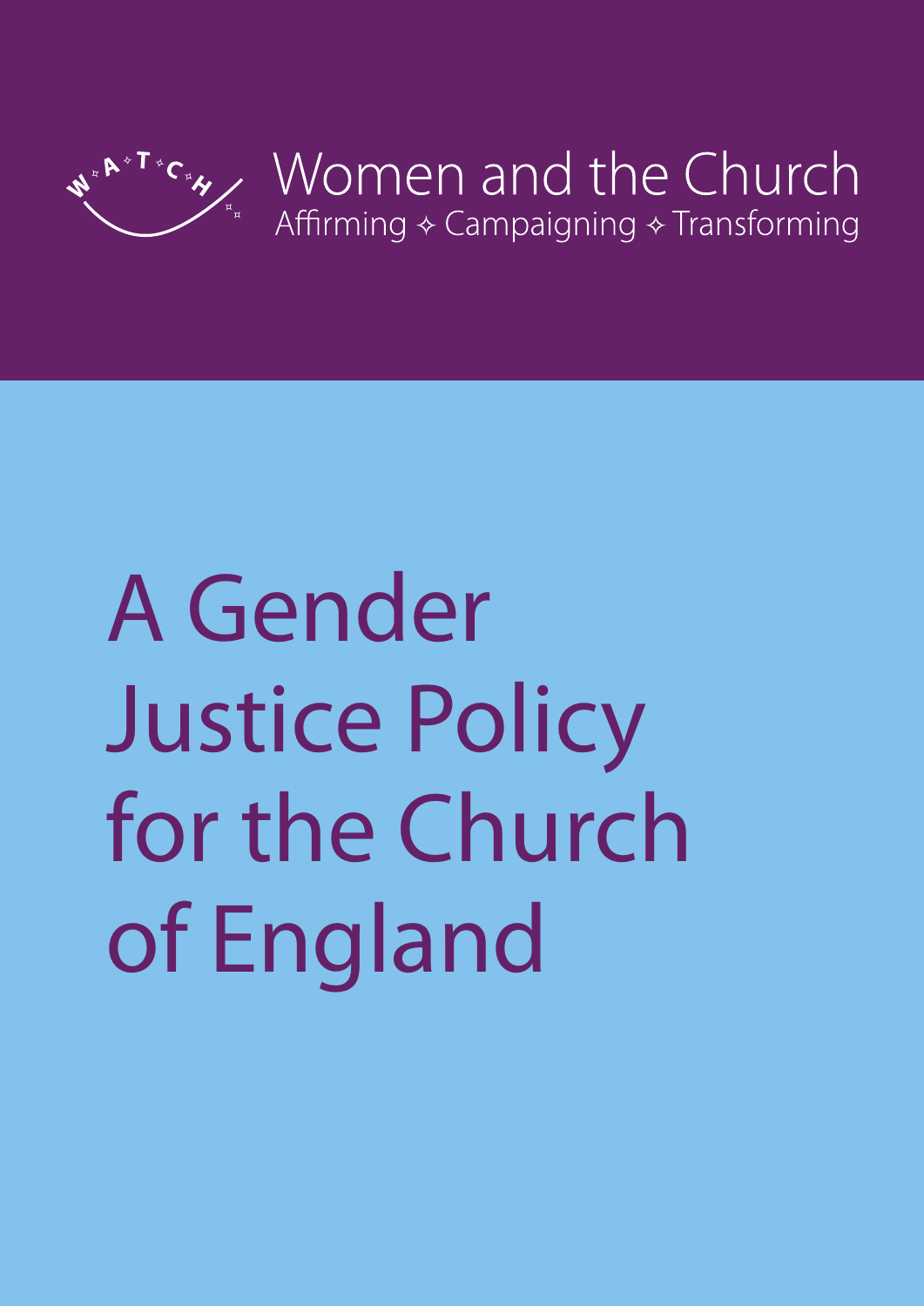W A T C H

Women and the Church

Affirming ✧ Campaigning ✧ Transforming

# A Gender Justice Policy for the Church of England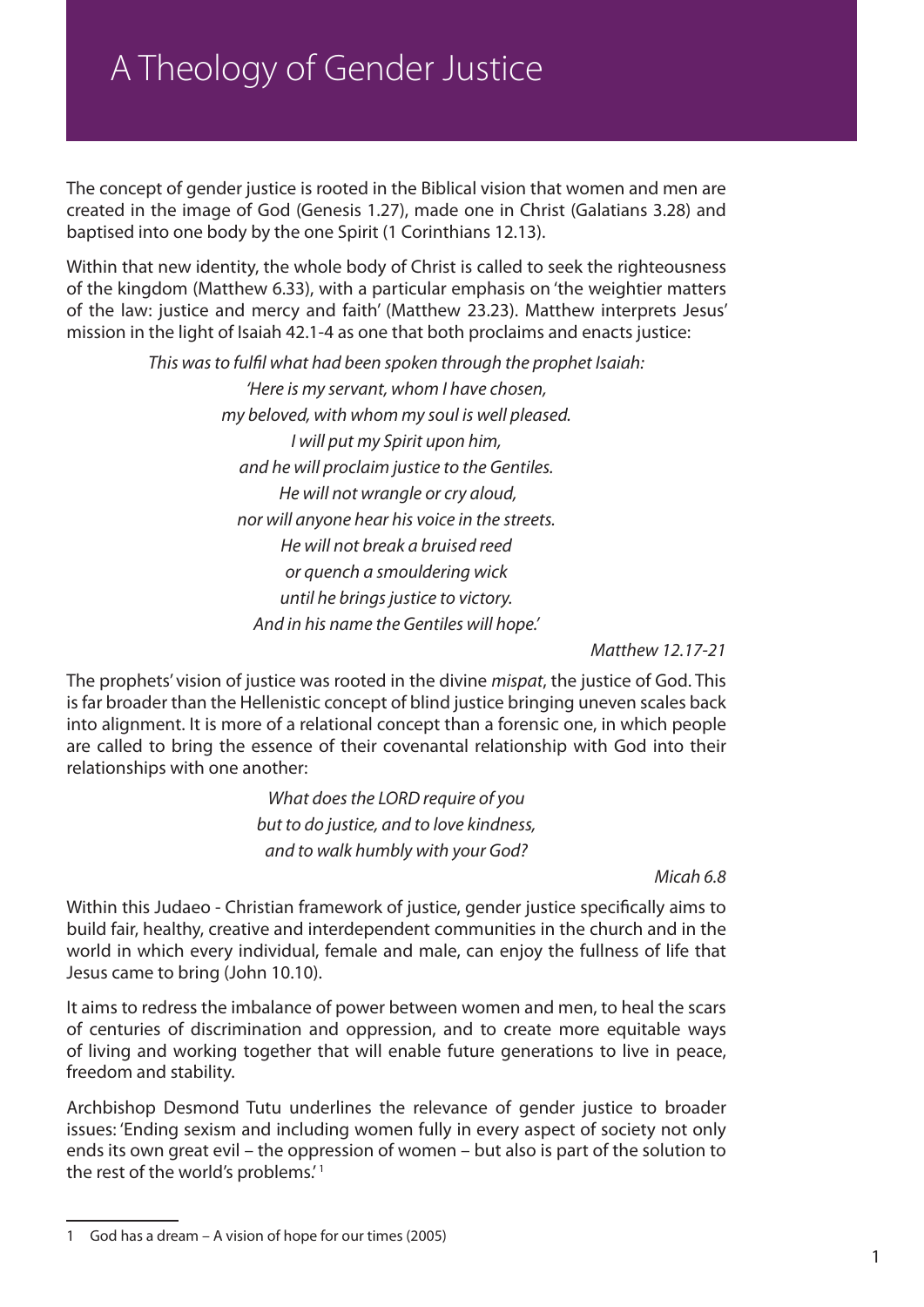# A Theology of Gender Justice

The concept of gender justice is rooted in the Biblical vision that women and men are created in the image of God (Genesis 1.27), made one in Christ (Galatians 3.28) and baptised into one body by the one Spirit (1 Corinthians 12.13).

Within that new identity, the whole body of Christ is called to seek the righteousness of the kingdom (Matthew 6.33), with a particular emphasis on 'the weightier matters of the law: justice and mercy and faith' (Matthew 23.23). Matthew interprets Jesus' mission in the light of Isaiah 42.1-4 as one that both proclaims and enacts justice:

> *This was to fulfil what had been spoken through the prophet Isaiah:*
> *'Here is my servant, whom I have chosen,*
> *my beloved, with whom my soul is well pleased.*
> *I will put my Spirit upon him,*
> *and he will proclaim justice to the Gentiles.*
> *He will not wrangle or cry aloud,*
> *nor will anyone hear his voice in the streets.*
> *He will not break a bruised reed*
> *or quench a smouldering wick*
> *until he brings justice to victory.*
> *And in his name the Gentiles will hope.'*
>
> *Matthew 12.17-21*

The prophets' vision of justice was rooted in the divine *mispat*, the justice of God. This is far broader than the Hellenistic concept of blind justice bringing uneven scales back into alignment. It is more of a relational concept than a forensic one, in which people are called to bring the essence of their covenantal relationship with God into their relationships with one another:

> *What does the LORD require of you*
> *but to do justice, and to love kindness,*
> *and to walk humbly with your God?*
>
> *Micah 6.8*

Within this Judaeo - Christian framework of justice, gender justice specifically aims to build fair, healthy, creative and interdependent communities in the church and in the world in which every individual, female and male, can enjoy the fullness of life that Jesus came to bring (John 10.10).

It aims to redress the imbalance of power between women and men, to heal the scars of centuries of discrimination and oppression, and to create more equitable ways of living and working together that will enable future generations to live in peace, freedom and stability.

Archbishop Desmond Tutu underlines the relevance of gender justice to broader issues: 'Ending sexism and including women fully in every aspect of society not only ends its own great evil – the oppression of women – but also is part of the solution to the rest of the world's problems.'[1]

---

1 God has a dream – A vision of hope for our times (2005)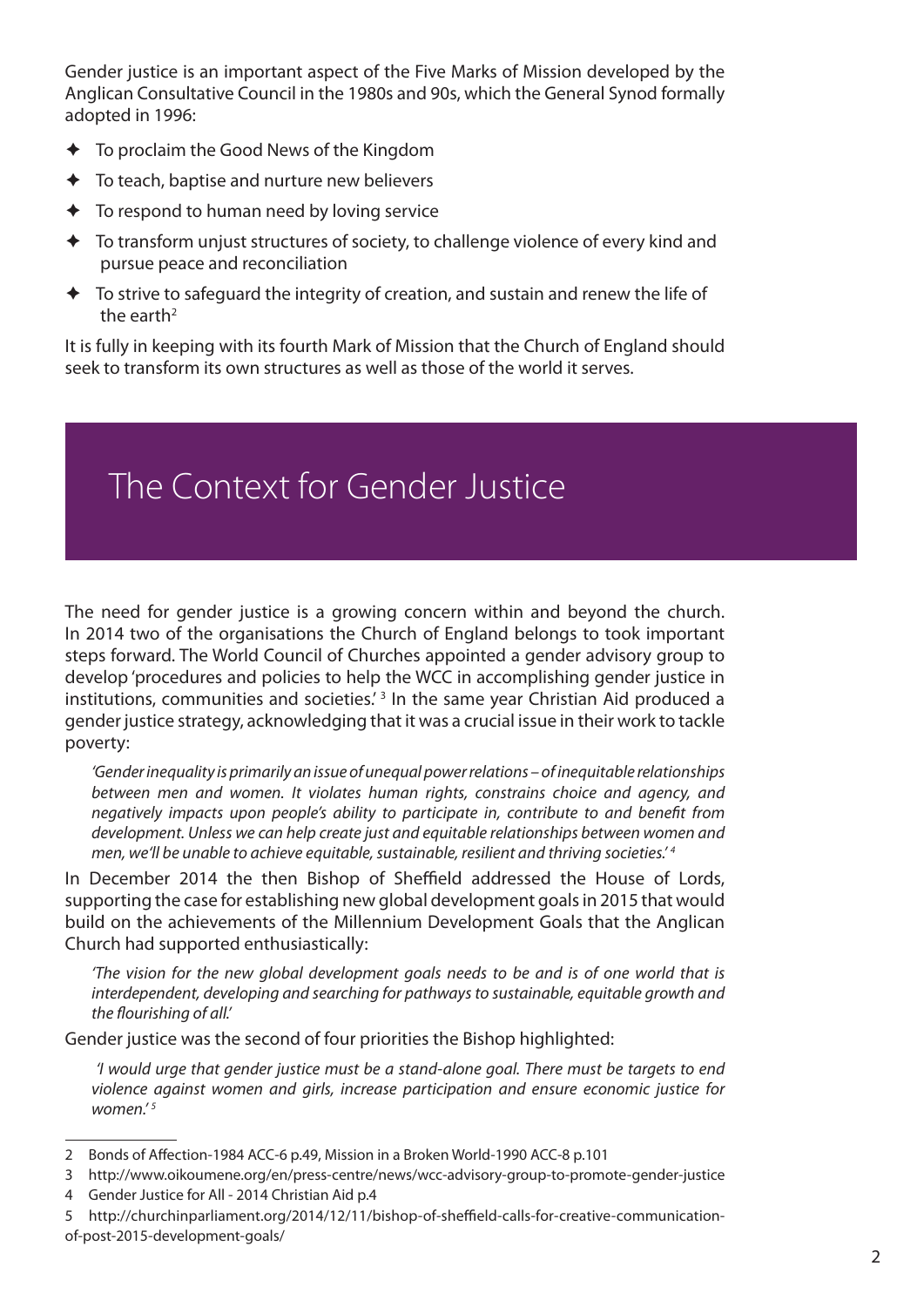Gender justice is an important aspect of the Five Marks of Mission developed by the Anglican Consultative Council in the 1980s and 90s, which the General Synod formally adopted in 1996:

- To proclaim the Good News of the Kingdom
- To teach, baptise and nurture new believers
- To respond to human need by loving service
- To transform unjust structures of society, to challenge violence of every kind and pursue peace and reconciliation
- To strive to safeguard the integrity of creation, and sustain and renew the life of the earth[2]

It is fully in keeping with its fourth Mark of Mission that the Church of England should seek to transform its own structures as well as those of the world it serves.

## The Context for Gender Justice

The need for gender justice is a growing concern within and beyond the church. In 2014 two of the organisations the Church of England belongs to took important steps forward. The World Council of Churches appointed a gender advisory group to develop 'procedures and policies to help the WCC in accomplishing gender justice in institutions, communities and societies.'[3] In the same year Christian Aid produced a gender justice strategy, acknowledging that it was a crucial issue in their work to tackle poverty:

> *'Gender inequality is primarily an issue of unequal power relations – of inequitable relationships between men and women. It violates human rights, constrains choice and agency, and negatively impacts upon people's ability to participate in, contribute to and benefit from development. Unless we can help create just and equitable relationships between women and men, we'll be unable to achieve equitable, sustainable, resilient and thriving societies.'*[4]

In December 2014 the then Bishop of Sheffield addressed the House of Lords, supporting the case for establishing new global development goals in 2015 that would build on the achievements of the Millennium Development Goals that the Anglican Church had supported enthusiastically:

> *'The vision for the new global development goals needs to be and is of one world that is interdependent, developing and searching for pathways to sustainable, equitable growth and the flourishing of all.'*

Gender justice was the second of four priorities the Bishop highlighted:

> *'I would urge that gender justice must be a stand-alone goal. There must be targets to end violence against women and girls, increase participation and ensure economic justice for women.'*[5]

---

2 Bonds of Affection-1984 ACC-6 p.49, Mission in a Broken World-1990 ACC-8 p.101

3 http://www.oikoumene.org/en/press-centre/news/wcc-advisory-group-to-promote-gender-justice

4 Gender Justice for All - 2014 Christian Aid p.4

5 http://churchinparliament.org/2014/12/11/bishop-of-sheffield-calls-for-creative-communication-of-post-2015-development-goals/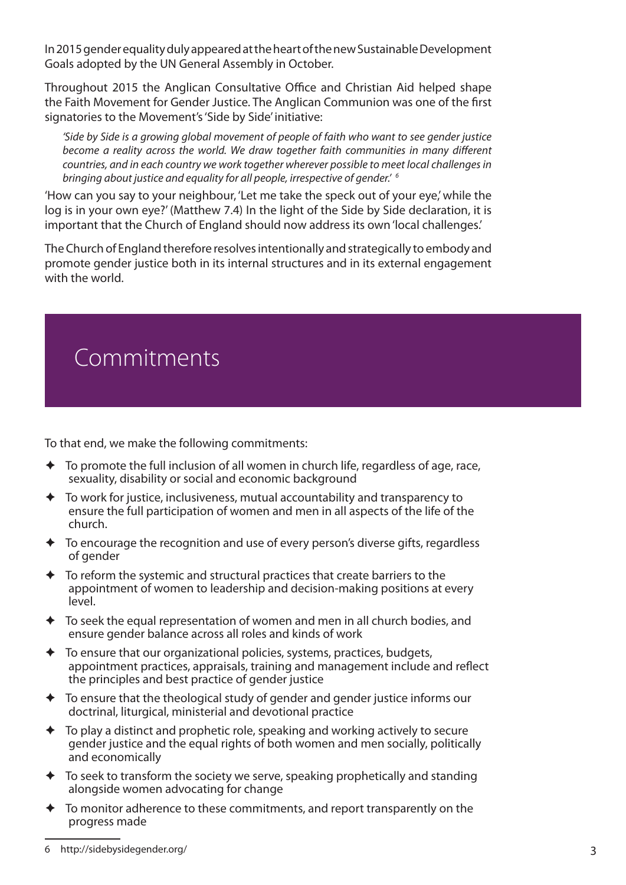In 2015 gender equality duly appeared at the heart of the new Sustainable Development Goals adopted by the UN General Assembly in October.

Throughout 2015 the Anglican Consultative Office and Christian Aid helped shape the Faith Movement for Gender Justice. The Anglican Communion was one of the first signatories to the Movement's 'Side by Side' initiative:

> *'Side by Side is a growing global movement of people of faith who want to see gender justice become a reality across the world. We draw together faith communities in many different countries, and in each country we work together wherever possible to meet local challenges in bringing about justice and equality for all people, irrespective of gender.'* [6]

'How can you say to your neighbour, 'Let me take the speck out of your eye,' while the log is in your own eye?' (Matthew 7.4) In the light of the Side by Side declaration, it is important that the Church of England should now address its own 'local challenges.'

The Church of England therefore resolves intentionally and strategically to embody and promote gender justice both in its internal structures and in its external engagement with the world.

# Commitments

To that end, we make the following commitments:

- To promote the full inclusion of all women in church life, regardless of age, race, sexuality, disability or social and economic background
- To work for justice, inclusiveness, mutual accountability and transparency to ensure the full participation of women and men in all aspects of the life of the church.
- To encourage the recognition and use of every person's diverse gifts, regardless of gender
- To reform the systemic and structural practices that create barriers to the appointment of women to leadership and decision-making positions at every level.
- To seek the equal representation of women and men in all church bodies, and ensure gender balance across all roles and kinds of work
- To ensure that our organizational policies, systems, practices, budgets, appointment practices, appraisals, training and management include and reflect the principles and best practice of gender justice
- To ensure that the theological study of gender and gender justice informs our doctrinal, liturgical, ministerial and devotional practice
- To play a distinct and prophetic role, speaking and working actively to secure gender justice and the equal rights of both women and men socially, politically and economically
- To seek to transform the society we serve, speaking prophetically and standing alongside women advocating for change
- To monitor adherence to these commitments, and report transparently on the progress made

---

6 http://sidebysidegender.org/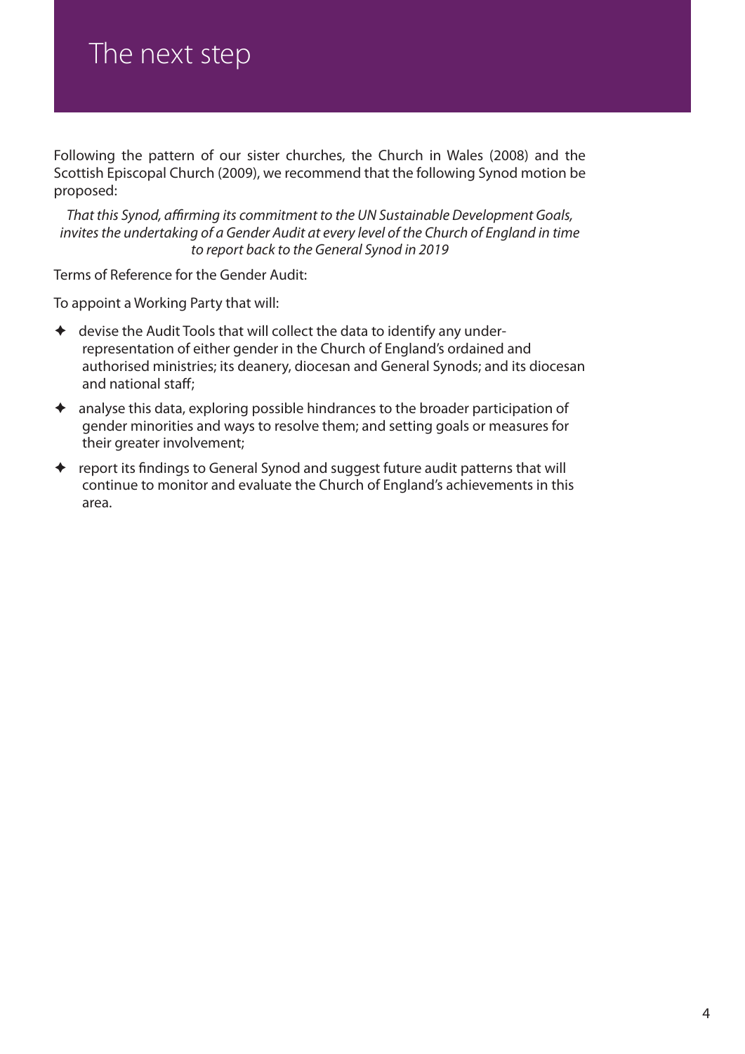# The next step

Following the pattern of our sister churches, the Church in Wales (2008) and the Scottish Episcopal Church (2009), we recommend that the following Synod motion be proposed:

*That this Synod, affirming its commitment to the UN Sustainable Development Goals, invites the undertaking of a Gender Audit at every level of the Church of England in time to report back to the General Synod in 2019*

Terms of Reference for the Gender Audit:

To appoint a Working Party that will:

- devise the Audit Tools that will collect the data to identify any under-representation of either gender in the Church of England's ordained and authorised ministries; its deanery, diocesan and General Synods; and its diocesan and national staff;
- analyse this data, exploring possible hindrances to the broader participation of gender minorities and ways to resolve them; and setting goals or measures for their greater involvement;
- report its findings to General Synod and suggest future audit patterns that will continue to monitor and evaluate the Church of England's achievements in this area.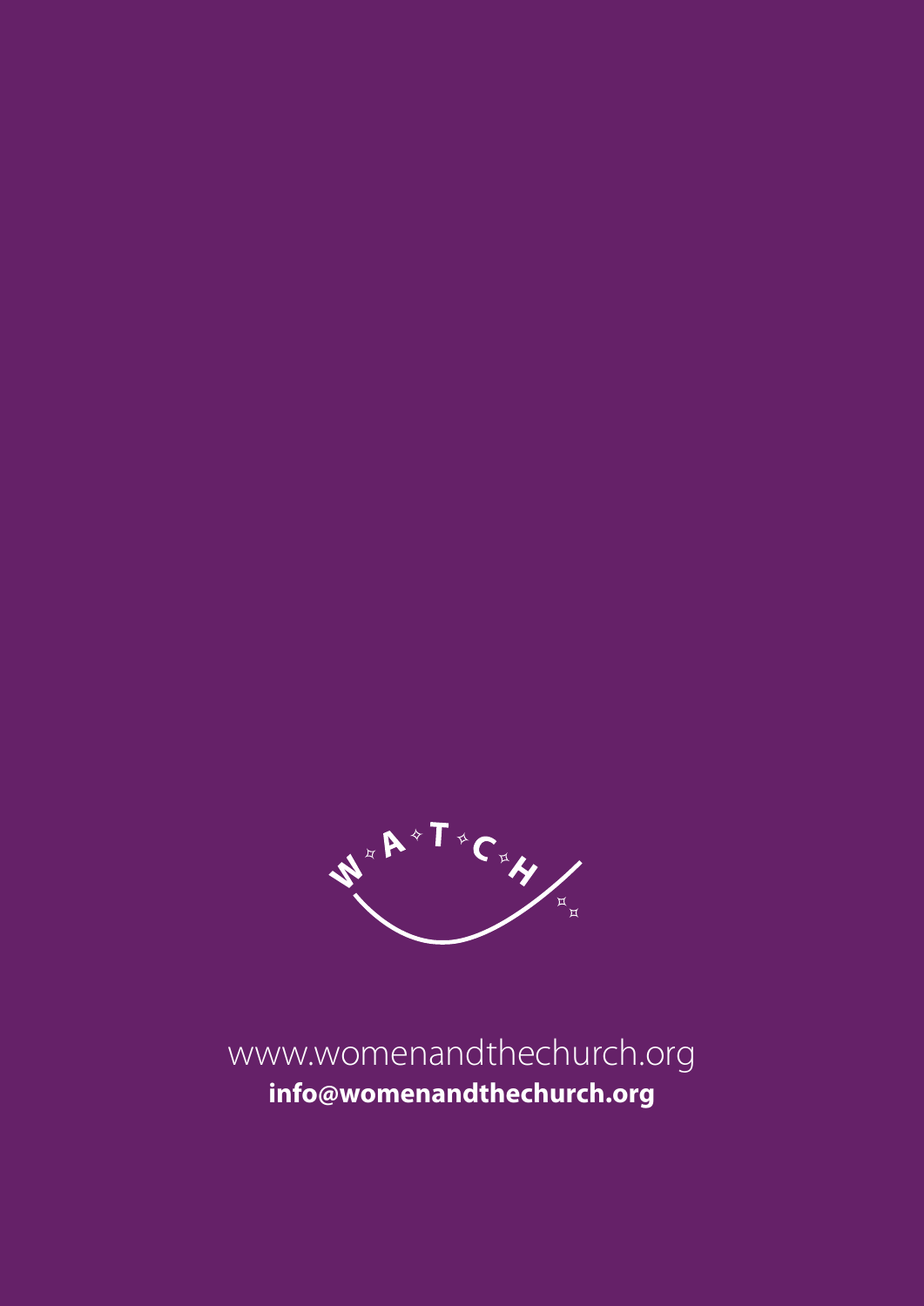W A T C H

www.womenandthechurch.org

**info@womenandthechurch.org**